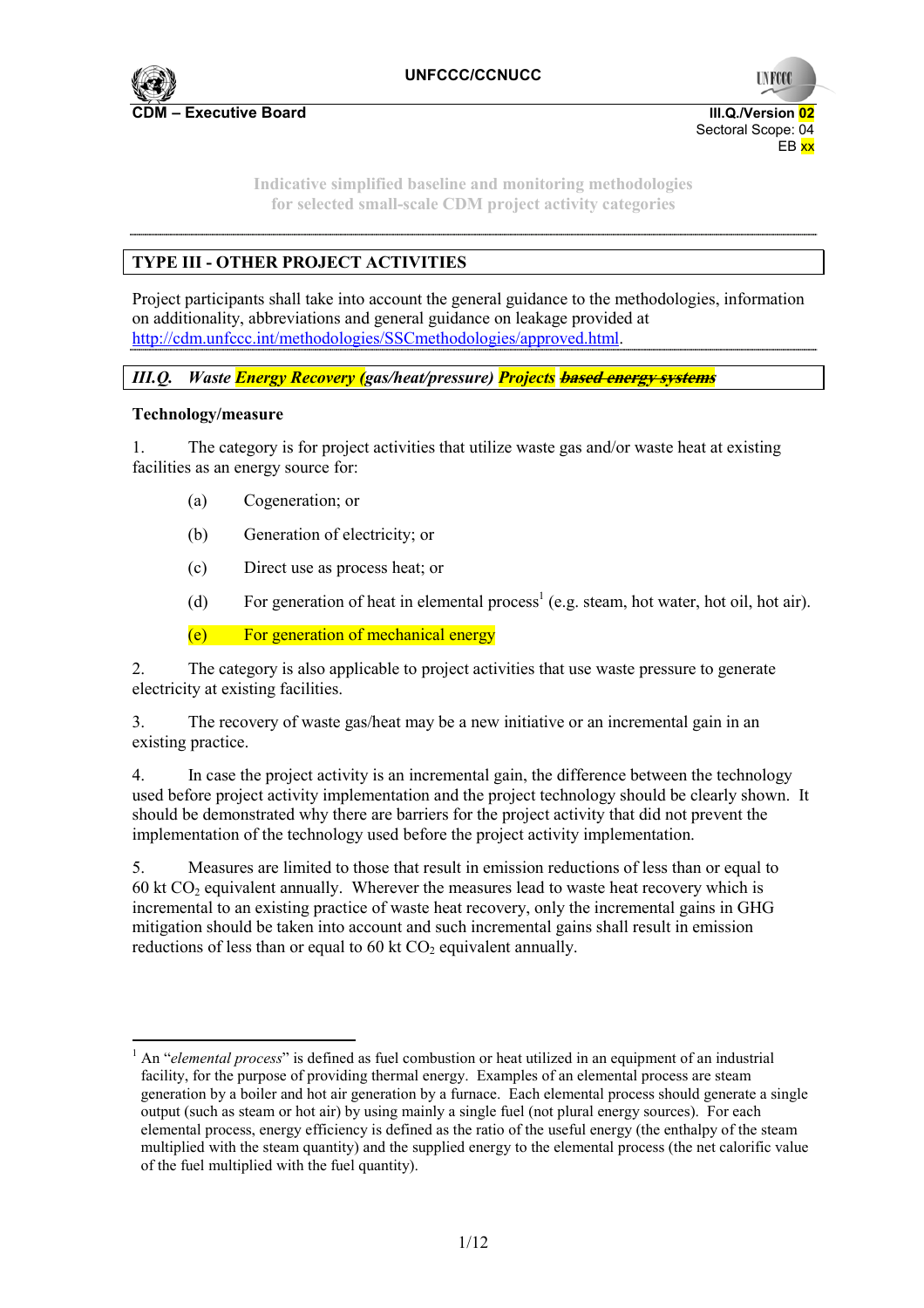UNFCCC/CCNUCC

CDM – Executive Board

III.Q./Version 02
Sectoral Scope: 04
EB xx

Indicative simplified baseline and monitoring methodologies
for selected small-scale CDM project activity categories

## TYPE III - OTHER PROJECT ACTIVITIES

Project participants shall take into account the general guidance to the methodologies, information on additionality, abbreviations and general guidance on leakage provided at http://cdm.unfccc.int/methodologies/SSCmethodologies/approved.html.

### *III.Q. Waste Energy Recovery (gas/heat/pressure) Projects ~~based energy systems~~*

**Technology/measure**

1. The category is for project activities that utilize waste gas and/or waste heat at existing facilities as an energy source for:

    (a) Cogeneration; or

    (b) Generation of electricity; or

    (c) Direct use as process heat; or

    (d) For generation of heat in elemental process[1] (e.g. steam, hot water, hot oil, hot air).

    (e) For generation of mechanical energy

2. The category is also applicable to project activities that use waste pressure to generate electricity at existing facilities.

3. The recovery of waste gas/heat may be a new initiative or an incremental gain in an existing practice.

4. In case the project activity is an incremental gain, the difference between the technology used before project activity implementation and the project technology should be clearly shown. It should be demonstrated why there are barriers for the project activity that did not prevent the implementation of the technology used before the project activity implementation.

5. Measures are limited to those that result in emission reductions of less than or equal to 60 kt $CO_2$ equivalent annually. Wherever the measures lead to waste heat recovery which is incremental to an existing practice of waste heat recovery, only the incremental gains in GHG mitigation should be taken into account and such incremental gains shall result in emission reductions of less than or equal to 60 kt $CO_2$ equivalent annually.

---

[1] An "*elemental process*" is defined as fuel combustion or heat utilized in an equipment of an industrial facility, for the purpose of providing thermal energy. Examples of an elemental process are steam generation by a boiler and hot air generation by a furnace. Each elemental process should generate a single output (such as steam or hot air) by using mainly a single fuel (not plural energy sources). For each elemental process, energy efficiency is defined as the ratio of the useful energy (the enthalpy of the steam multiplied with the steam quantity) and the supplied energy to the elemental process (the net calorific value of the fuel multiplied with the fuel quantity).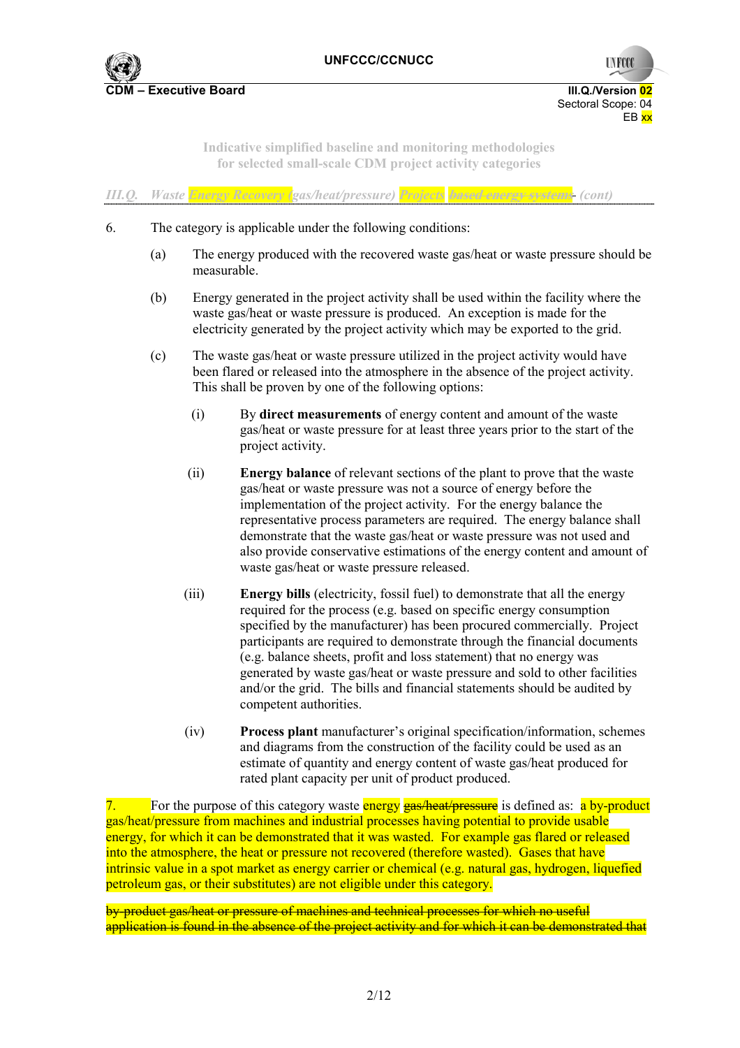6. The category is applicable under the following conditions:

(a) The energy produced with the recovered waste gas/heat or waste pressure should be measurable.

(b) Energy generated in the project activity shall be used within the facility where the waste gas/heat or waste pressure is produced. An exception is made for the electricity generated by the project activity which may be exported to the grid.

(c) The waste gas/heat or waste pressure utilized in the project activity would have been flared or released into the atmosphere in the absence of the project activity. This shall be proven by one of the following options:

(i) By **direct measurements** of energy content and amount of the waste gas/heat or waste pressure for at least three years prior to the start of the project activity.

(ii) **Energy balance** of relevant sections of the plant to prove that the waste gas/heat or waste pressure was not a source of energy before the implementation of the project activity. For the energy balance the representative process parameters are required. The energy balance shall demonstrate that the waste gas/heat or waste pressure was not used and also provide conservative estimations of the energy content and amount of waste gas/heat or waste pressure released.

(iii) **Energy bills** (electricity, fossil fuel) to demonstrate that all the energy required for the process (e.g. based on specific energy consumption specified by the manufacturer) has been procured commercially. Project participants are required to demonstrate through the financial documents (e.g. balance sheets, profit and loss statement) that no energy was generated by waste gas/heat or waste pressure and sold to other facilities and/or the grid. The bills and financial statements should be audited by competent authorities.

(iv) **Process plant** manufacturer's original specification/information, schemes and diagrams from the construction of the facility could be used as an estimate of quantity and energy content of waste gas/heat produced for rated plant capacity per unit of product produced.

7. For the purpose of this category waste energy ~~gas/heat/pressure~~ is defined as: a by-product gas/heat/pressure from machines and industrial processes having potential to provide usable energy, for which it can be demonstrated that it was wasted. For example gas flared or released into the atmosphere, the heat or pressure not recovered (therefore wasted). Gases that have intrinsic value in a spot market as energy carrier or chemical (e.g. natural gas, hydrogen, liquefied petroleum gas, or their substitutes) are not eligible under this category.

~~by-product gas/heat or pressure of machines and technical processes for which no useful application is found in the absence of the project activity and for which it can be demonstrated that~~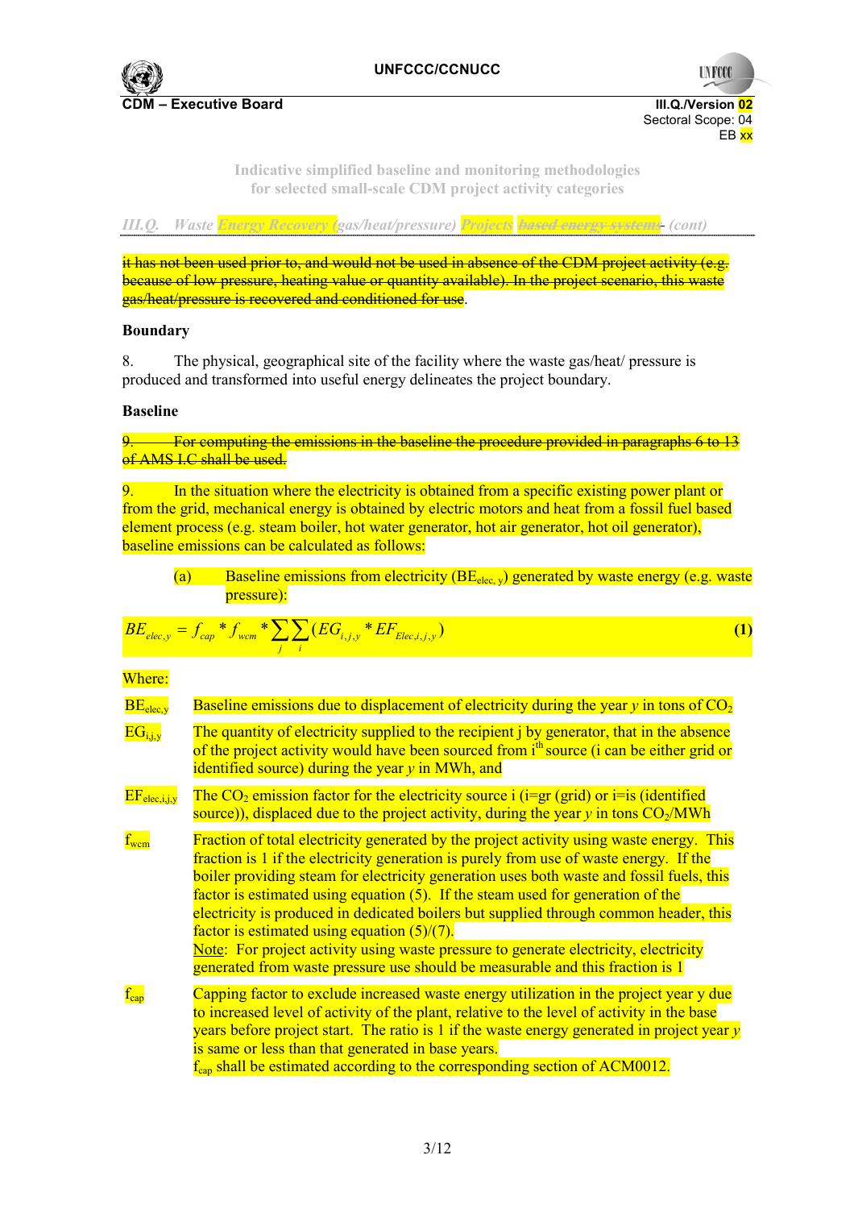it has not been used prior to, and would not be used in absence of the CDM project activity (e.g. because of low pressure, heating value or quantity available). In the project scenario, this waste gas/heat/pressure is recovered and conditioned for use.

**Boundary**

8. The physical, geographical site of the facility where the waste gas/heat/ pressure is produced and transformed into useful energy delineates the project boundary.

**Baseline**

9. For computing the emissions in the baseline the procedure provided in paragraphs 6 to 13 of AMS I.C shall be used.

9. In the situation where the electricity is obtained from a specific existing power plant or from the grid, mechanical energy is obtained by electric motors and heat from a fossil fuel based element process (e.g. steam boiler, hot water generator, hot air generator, hot oil generator), baseline emissions can be calculated as follows:

(a) Baseline emissions from electricity ($BE_{elec,y}$) generated by waste energy (e.g. waste pressure):

$$BE_{elec,y} = f_{cap} * f_{wcm} * \sum_{j}\sum_{i}(EG_{i,j,y} * EF_{Elec,i,j,y}) \quad (1)$$

Where:

$BE_{elec,y}$ Baseline emissions due to displacement of electricity during the year *y* in tons of $CO_2$

$EG_{i,j,y}$ The quantity of electricity supplied to the recipient j by generator, that in the absence of the project activity would have been sourced from i[th] source (i can be either grid or identified source) during the year *y* in MWh, and

$EF_{elec,i,j,y}$ The $CO_2$ emission factor for the electricity source i (i=gr (grid) or i=is (identified source)), displaced due to the project activity, during the year *y* in tons $CO_2$/MWh

$f_{wcm}$ Fraction of total electricity generated by the project activity using waste energy. This fraction is 1 if the electricity generation is purely from use of waste energy. If the boiler providing steam for electricity generation uses both waste and fossil fuels, this factor is estimated using equation (5). If the steam used for generation of the electricity is produced in dedicated boilers but supplied through common header, this factor is estimated using equation (5)/(7).
Note: For project activity using waste pressure to generate electricity, electricity generated from waste pressure use should be measurable and this fraction is 1

$f_{cap}$ Capping factor to exclude increased waste energy utilization in the project year y due to increased level of activity of the plant, relative to the level of activity in the base years before project start. The ratio is 1 if the waste energy generated in project year *y* is same or less than that generated in base years.
$f_{cap}$ shall be estimated according to the corresponding section of ACM0012.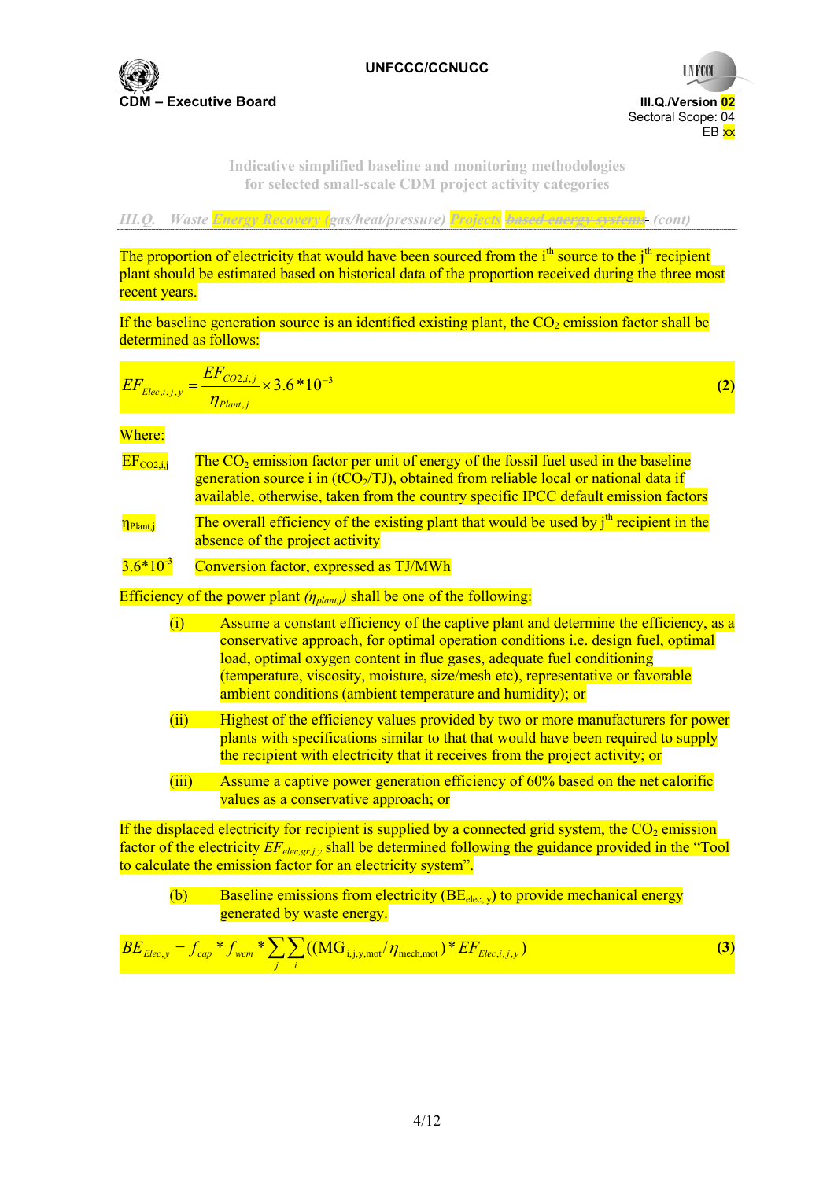The proportion of electricity that would have been sourced from the i[th] source to the j[th] recipient plant should be estimated based on historical data of the proportion received during the three most recent years.

If the baseline generation source is an identified existing plant, the $CO_2$ emission factor shall be determined as follows:

$$EF_{Elec,i,j,y} = \frac{EF_{CO2,i,j}}{\eta_{Plant,j}} \times 3.6 * 10^{-3} \quad (2)$$

Where:

| | |
|---|---|
| $EF_{CO2,i,j}$ | The $CO_2$ emission factor per unit of energy of the fossil fuel used in the baseline generation source i in ($tCO_2$/TJ), obtained from reliable local or national data if available, otherwise, taken from the country specific IPCC default emission factors |
| $\eta_{Plant,j}$ | The overall efficiency of the existing plant that would be used by j[th] recipient in the absence of the project activity |
| $3.6*10^{-3}$ | Conversion factor, expressed as TJ/MWh |

Efficiency of the power plant ($\eta_{plant,j}$) shall be one of the following:

(i) Assume a constant efficiency of the captive plant and determine the efficiency, as a conservative approach, for optimal operation conditions i.e. design fuel, optimal load, optimal oxygen content in flue gases, adequate fuel conditioning (temperature, viscosity, moisture, size/mesh etc), representative or favorable ambient conditions (ambient temperature and humidity); or

(ii) Highest of the efficiency values provided by two or more manufacturers for power plants with specifications similar to that that would have been required to supply the recipient with electricity that it receives from the project activity; or

(iii) Assume a captive power generation efficiency of 60% based on the net calorific values as a conservative approach; or

If the displaced electricity for recipient is supplied by a connected grid system, the $CO_2$ emission factor of the electricity $EF_{elec,gr,j,y}$ shall be determined following the guidance provided in the "Tool to calculate the emission factor for an electricity system".

(b) Baseline emissions from electricity ($BE_{elec,y}$) to provide mechanical energy generated by waste energy.

$$BE_{Elec,y} = f_{cap} * f_{wcm} * \sum_{j} \sum_{i} \left( \left( MG_{i,j,y,mot} / \eta_{mech,mot} \right) * EF_{Elec,i,j,y} \right) \quad (3)$$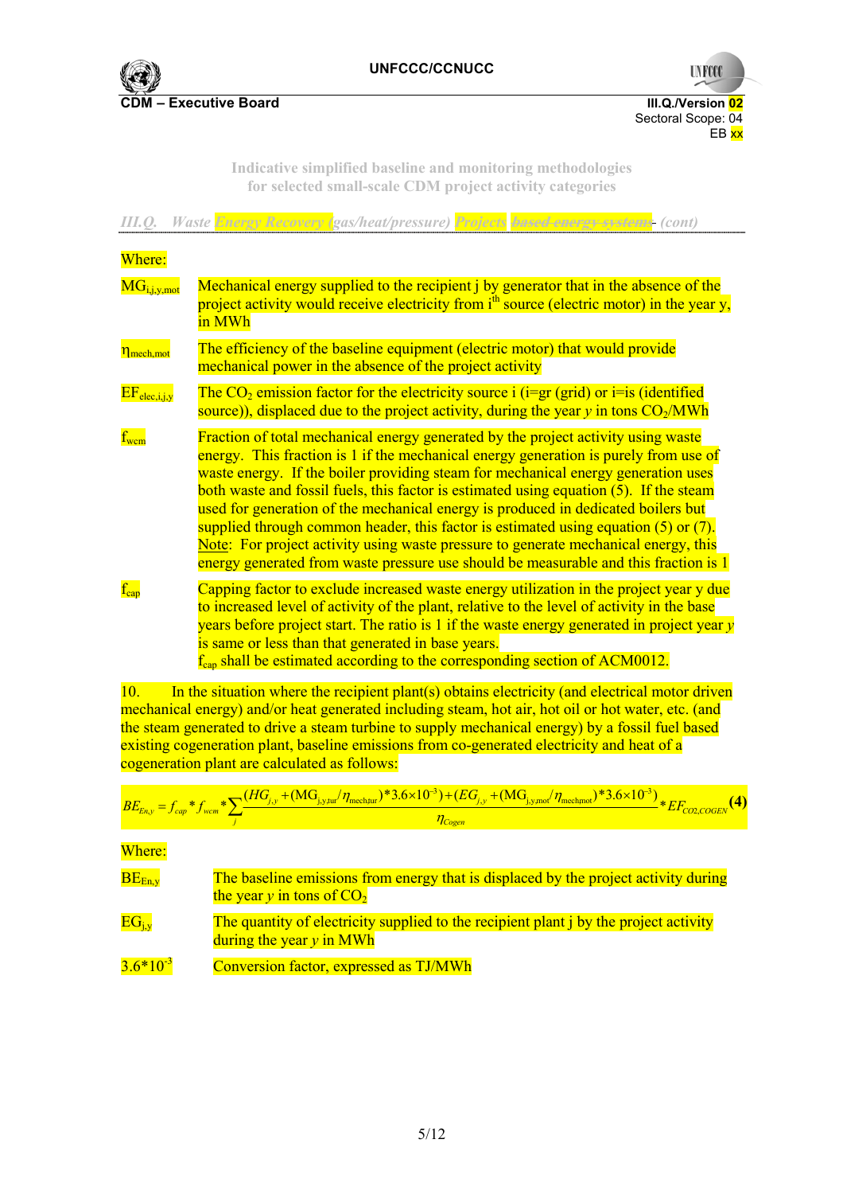Where:

| | |
|---|---|
| $MG_{i,j,y,mot}$ | Mechanical energy supplied to the recipient j by generator that in the absence of the project activity would receive electricity from i[th] source (electric motor) in the year y, in MWh |
| $\eta_{mech,mot}$ | The efficiency of the baseline equipment (electric motor) that would provide mechanical power in the absence of the project activity |
| $EF_{elec,i,j,y}$ | The $CO_2$ emission factor for the electricity source i (i=gr (grid) or i=is (identified source)), displaced due to the project activity, during the year *y* in tons $CO_2$/MWh |
| $f_{wcm}$ | Fraction of total mechanical energy generated by the project activity using waste energy. This fraction is 1 if the mechanical energy generation is purely from use of waste energy. If the boiler providing steam for mechanical energy generation uses both waste and fossil fuels, this factor is estimated using equation (5). If the steam used for generation of the mechanical energy is produced in dedicated boilers but supplied through common header, this factor is estimated using equation (5) or (7). Note: For project activity using waste pressure to generate mechanical energy, this energy generated from waste pressure use should be measurable and this fraction is 1 |
| $f_{cap}$ | Capping factor to exclude increased waste energy utilization in the project year y due to increased level of activity of the plant, relative to the level of activity in the base years before project start. The ratio is 1 if the waste energy generated in project year *y* is same or less than that generated in base years. $f_{cap}$ shall be estimated according to the corresponding section of ACM0012. |

10. In the situation where the recipient plant(s) obtains electricity (and electrical motor driven mechanical energy) and/or heat generated including steam, hot air, hot oil or hot water, etc. (and the steam generated to drive a steam turbine to supply mechanical energy) by a fossil fuel based existing cogeneration plant, baseline emissions from co-generated electricity and heat of a cogeneration plant are calculated as follows:

$$BE_{En,y} = f_{cap} * f_{wcm} * \sum_{j} \frac{(HG_{j,y} + (MG_{j,y,tur}/\eta_{mech,tur}) * 3.6\times10^{-3}) + (EG_{j,y} + (MG_{j,y,mot}/\eta_{mech,mot}) * 3.6\times10^{-3})}{\eta_{Cogen}} * EF_{CO2,COGEN} \quad \textbf{(4)}$$

Where:

| | |
|---|---|
| $BE_{En,y}$ | The baseline emissions from energy that is displaced by the project activity during the year *y* in tons of $CO_2$ |
| $EG_{j,y}$ | The quantity of electricity supplied to the recipient plant j by the project activity during the year *y* in MWh |
| $3.6*10^{-3}$ | Conversion factor, expressed as TJ/MWh |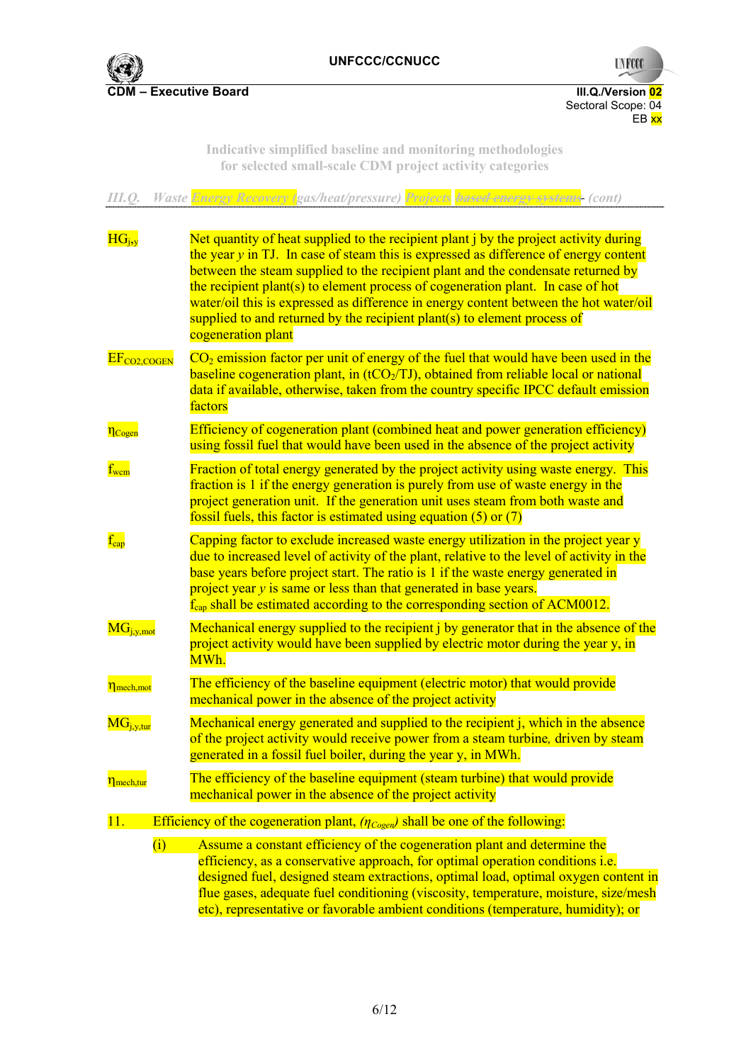| | |
|---|---|
| $HG_{j,y}$ | Net quantity of heat supplied to the recipient plant j by the project activity during the year *y* in TJ. In case of steam this is expressed as difference of energy content between the steam supplied to the recipient plant and the condensate returned by the recipient plant(s) to element process of cogeneration plant. In case of hot water/oil this is expressed as difference in energy content between the hot water/oil supplied to and returned by the recipient plant(s) to element process of cogeneration plant |
| $EF_{CO2,COGEN}$ | $CO_2$ emission factor per unit of energy of the fuel that would have been used in the baseline cogeneration plant, in ($tCO_2$/TJ), obtained from reliable local or national data if available, otherwise, taken from the country specific IPCC default emission factors |
| $\eta_{Cogen}$ | Efficiency of cogeneration plant (combined heat and power generation efficiency) using fossil fuel that would have been used in the absence of the project activity |
| $f_{wcm}$ | Fraction of total energy generated by the project activity using waste energy. This fraction is 1 if the energy generation is purely from use of waste energy in the project generation unit. If the generation unit uses steam from both waste and fossil fuels, this factor is estimated using equation (5) or (7) |
| $f_{cap}$ | Capping factor to exclude increased waste energy utilization in the project year y due to increased level of activity of the plant, relative to the level of activity in the base years before project start. The ratio is 1 if the waste energy generated in project year *y* is same or less than that generated in base years. $f_{cap}$ shall be estimated according to the corresponding section of ACM0012. |
| $MG_{j,y,mot}$ | Mechanical energy supplied to the recipient j by generator that in the absence of the project activity would have been supplied by electric motor during the year y, in MWh. |
| $\eta_{mech,mot}$ | The efficiency of the baseline equipment (electric motor) that would provide mechanical power in the absence of the project activity |
| $MG_{j,y,tur}$ | Mechanical energy generated and supplied to the recipient j, which in the absence of the project activity would receive power from a steam turbine, driven by steam generated in a fossil fuel boiler, during the year y, in MWh. |
| $\eta_{mech,tur}$ | The efficiency of the baseline equipment (steam turbine) that would provide mechanical power in the absence of the project activity |

11. Efficiency of the cogeneration plant, ($\eta_{Cogen}$) shall be one of the following:

   (i) Assume a constant efficiency of the cogeneration plant and determine the efficiency, as a conservative approach, for optimal operation conditions i.e. designed fuel, designed steam extractions, optimal load, optimal oxygen content in flue gases, adequate fuel conditioning (viscosity, temperature, moisture, size/mesh etc), representative or favorable ambient conditions (temperature, humidity); or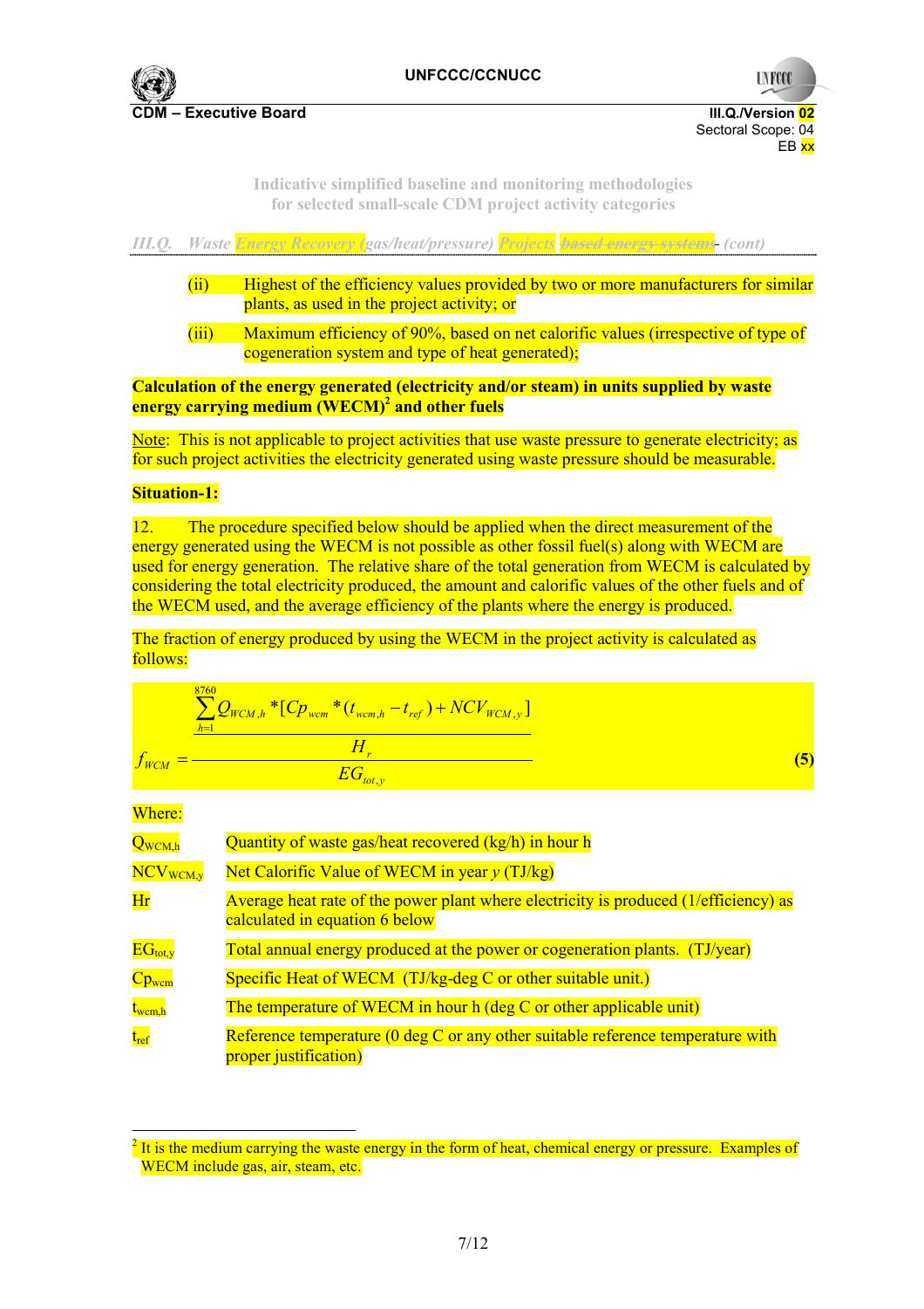(ii) Highest of the efficiency values provided by two or more manufacturers for similar plants, as used in the project activity; or

(iii) Maximum efficiency of 90%, based on net calorific values (irrespective of type of cogeneration system and type of heat generated);

**Calculation of the energy generated (electricity and/or steam) in units supplied by waste energy carrying medium (WECM)[2] and other fuels**

Note: This is not applicable to project activities that use waste pressure to generate electricity; as for such project activities the electricity generated using waste pressure should be measurable.

**Situation-1:**

12. The procedure specified below should be applied when the direct measurement of the energy generated using the WECM is not possible as other fossil fuel(s) along with WECM are used for energy generation. The relative share of the total generation from WECM is calculated by considering the total electricity produced, the amount and calorific values of the other fuels and of the WECM used, and the average efficiency of the plants where the energy is produced.

The fraction of energy produced by using the WECM in the project activity is calculated as follows:

$$f_{WCM} = \frac{\dfrac{\sum_{h=1}^{8760} Q_{WCM,h} * [Cp_{wcm} * (t_{wcm,h} - t_{ref}) + NCV_{WCM,y}]}{H_r}}{EG_{tot,y}} \quad (5)$$

Where:

| | |
|---|---|
| $Q_{WCM,h}$ | Quantity of waste gas/heat recovered (kg/h) in hour h |
| $NCV_{WCM,y}$ | Net Calorific Value of WECM in year *y* (TJ/kg) |
| Hr | Average heat rate of the power plant where electricity is produced (1/efficiency) as calculated in equation 6 below |
| $EG_{tot,y}$ | Total annual energy produced at the power or cogeneration plants. (TJ/year) |
| $Cp_{wcm}$ | Specific Heat of WECM (TJ/kg-deg C or other suitable unit.) |
| $t_{wcm,h}$ | The temperature of WECM in hour h (deg C or other applicable unit) |
| $t_{ref}$ | Reference temperature (0 deg C or any other suitable reference temperature with proper justification) |

[2] It is the medium carrying the waste energy in the form of heat, chemical energy or pressure. Examples of WECM include gas, air, steam, etc.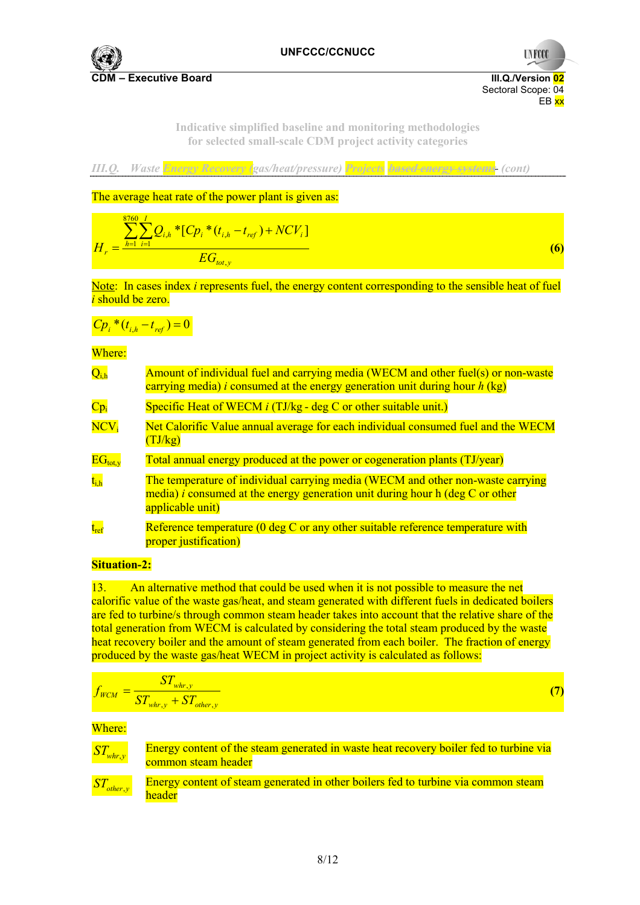The average heat rate of the power plant is given as:

$$H_r = \frac{\sum_{h=1}^{8760}\sum_{i=1}^{I} Q_{i,h} * [Cp_i * (t_{i,h} - t_{ref}) + NCV_i]}{EG_{tot,y}} \quad (6)$$

Note: In cases index *i* represents fuel, the energy content corresponding to the sensible heat of fuel *i* should be zero.

$$Cp_i * (t_{i,h} - t_{ref}) = 0$$

Where:

| | |
|---|---|
| $Q_{i,h}$ | Amount of individual fuel and carrying media (WECM and other fuel(s) or non-waste carrying media) *i* consumed at the energy generation unit during hour *h* (kg) |
| $Cp_i$ | Specific Heat of WECM *i* (TJ/kg - deg C or other suitable unit.) |
| $NCV_i$ | Net Calorific Value annual average for each individual consumed fuel and the WECM (TJ/kg) |
| $EG_{tot,y}$ | Total annual energy produced at the power or cogeneration plants (TJ/year) |
| $t_{i,h}$ | The temperature of individual carrying media (WECM and other non-waste carrying media) *i* consumed at the energy generation unit during hour h (deg C or other applicable unit) |
| $t_{ref}$ | Reference temperature (0 deg C or any other suitable reference temperature with proper justification) |

**Situation-2:**

13. An alternative method that could be used when it is not possible to measure the net calorific value of the waste gas/heat, and steam generated with different fuels in dedicated boilers are fed to turbine/s through common steam header takes into account that the relative share of the total generation from WECM is calculated by considering the total steam produced by the waste heat recovery boiler and the amount of steam generated from each boiler. The fraction of energy produced by the waste gas/heat WECM in project activity is calculated as follows:

$$f_{WCM} = \frac{ST_{whr,y}}{ST_{whr,y} + ST_{other,y}} \quad (7)$$

Where:

| | |
|---|---|
| $ST_{whr,y}$ | Energy content of the steam generated in waste heat recovery boiler fed to turbine via common steam header |
| $ST_{other,y}$ | Energy content of steam generated in other boilers fed to turbine via common steam header |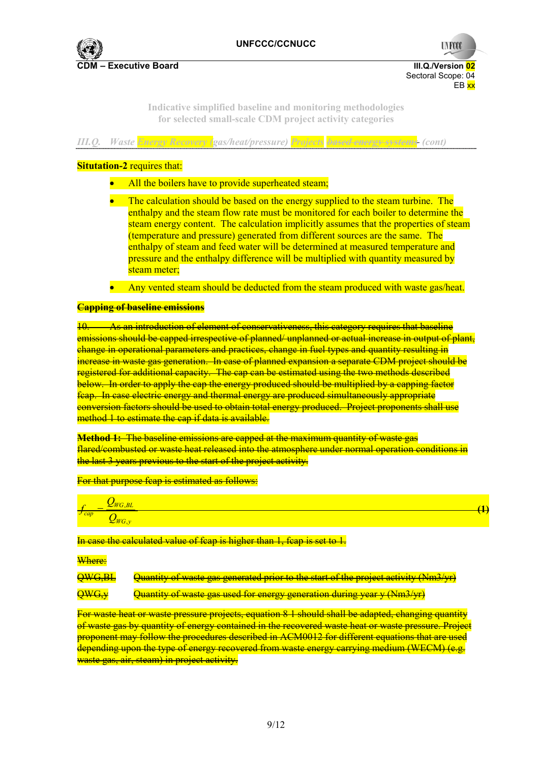**Situtation-2** requires that:

- All the boilers have to provide superheated steam;
- The calculation should be based on the energy supplied to the steam turbine. The enthalpy and the steam flow rate must be monitored for each boiler to determine the steam energy content. The calculation implicitly assumes that the properties of steam (temperature and pressure) generated from different sources are the same. The enthalpy of steam and feed water will be determined at measured temperature and pressure and the enthalpy difference will be multiplied with quantity measured by steam meter;
- Any vented steam should be deducted from the steam produced with waste gas/heat.

~~**Capping of baseline emissions**~~

~~10. As an introduction of element of conservativeness, this category requires that baseline emissions should be capped irrespective of planned/ unplanned or actual increase in output of plant, change in operational parameters and practices, change in fuel types and quantity resulting in increase in waste gas generation. In case of planned expansion a separate CDM project should be registered for additional capacity. The cap can be estimated using the two methods described below. In order to apply the cap the energy produced should be multiplied by a capping factor fcap. In case electric energy and thermal energy are produced simultaneously appropriate conversion factors should be used to obtain total energy produced. Project proponents shall use method 1 to estimate the cap if data is available.~~

~~**Method 1:** The baseline emissions are capped at the maximum quantity of waste gas flared/combusted or waste heat released into the atmosphere under normal operation conditions in the last 3 years previous to the start of the project activity.~~

~~For that purpose fcap is estimated as follows:~~

$$f_{cap} = \frac{Q_{WG,BL}}{Q_{WG,y}} \quad (1)$$

~~In case the calculated value of fcap is higher than 1, fcap is set to 1.~~

~~Where:~~

~~QWG,BL~~ ~~Quantity of waste gas generated prior to the start of the project activity (Nm3/yr)~~

~~QWG,y~~ ~~Quantity of waste gas used for energy generation during year y (Nm3/yr)~~

~~For waste heat or waste pressure projects, equation 8-1 should shall be adapted, changing quantity of waste gas by quantity of energy contained in the recovered waste heat or waste pressure. Project proponent may follow the procedures described in ACM0012 for different equations that are used depending upon the type of energy recovered from waste energy carrying medium (WECM) (e.g. waste gas, air, steam) in project activity.~~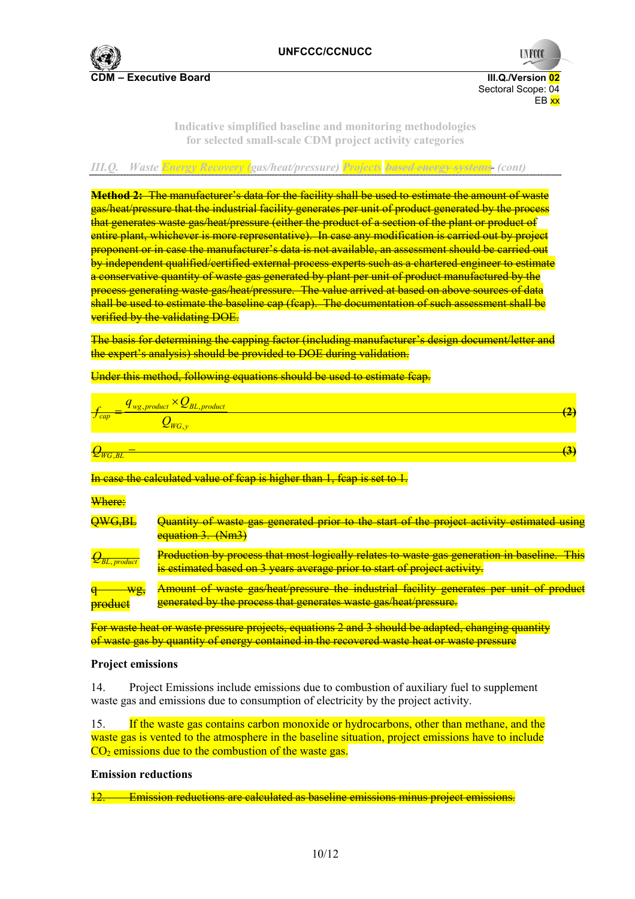Indicative simplified baseline and monitoring methodologies for selected small-scale CDM project activity categories

*III.Q. Waste Energy Recovery (gas/heat/pressure) Projects based energy systems (cont)*

**Method 2:** The manufacturer's data for the facility shall be used to estimate the amount of waste gas/heat/pressure that the industrial facility generates per unit of product generated by the process that generates waste gas/heat/pressure (either the product of a section of the plant or product of entire plant, whichever is more representative). In case any modification is carried out by project proponent or in case the manufacturer's data is not available, an assessment should be carried out by independent qualified/certified external process experts such as a chartered engineer to estimate a conservative quantity of waste gas generated by plant per unit of product manufactured by the process generating waste gas/heat/pressure. The value arrived at based on above sources of data shall be used to estimate the baseline cap (fcap). The documentation of such assessment shall be verified by the validating DOE.

The basis for determining the capping factor (including manufacturer's design document/letter and the expert's analysis) should be provided to DOE during validation.

Under this method, following equations should be used to estimate fcap.

$$f_{cap} = \frac{q_{wg,product} \times Q_{BL,product}}{Q_{WG,y}} \quad (2)$$

$$Q_{WG,BL} = \quad (3)$$

In case the calculated value of fcap is higher than 1, fcap is set to 1.

Where:

| | |
|---|---|
| QWG,BL | Quantity of waste gas generated prior to the start of the project activity estimated using equation 3. (Nm3) |
| $Q_{BL,product}$ | Production by process that most logically relates to waste gas generation in baseline. This is estimated based on 3 years average prior to start of project activity. |
| q wg, product | Amount of waste gas/heat/pressure the industrial facility generates per unit of product generated by the process that generates waste gas/heat/pressure. |

For waste heat or waste pressure projects, equations 2 and 3 should be adapted, changing quantity of waste gas by quantity of energy contained in the recovered waste heat or waste pressure

**Project emissions**

14. Project Emissions include emissions due to combustion of auxiliary fuel to supplement waste gas and emissions due to consumption of electricity by the project activity.

15. If the waste gas contains carbon monoxide or hydrocarbons, other than methane, and the waste gas is vented to the atmosphere in the baseline situation, project emissions have to include $CO_2$ emissions due to the combustion of the waste gas.

**Emission reductions**

12. Emission reductions are calculated as baseline emissions minus project emissions.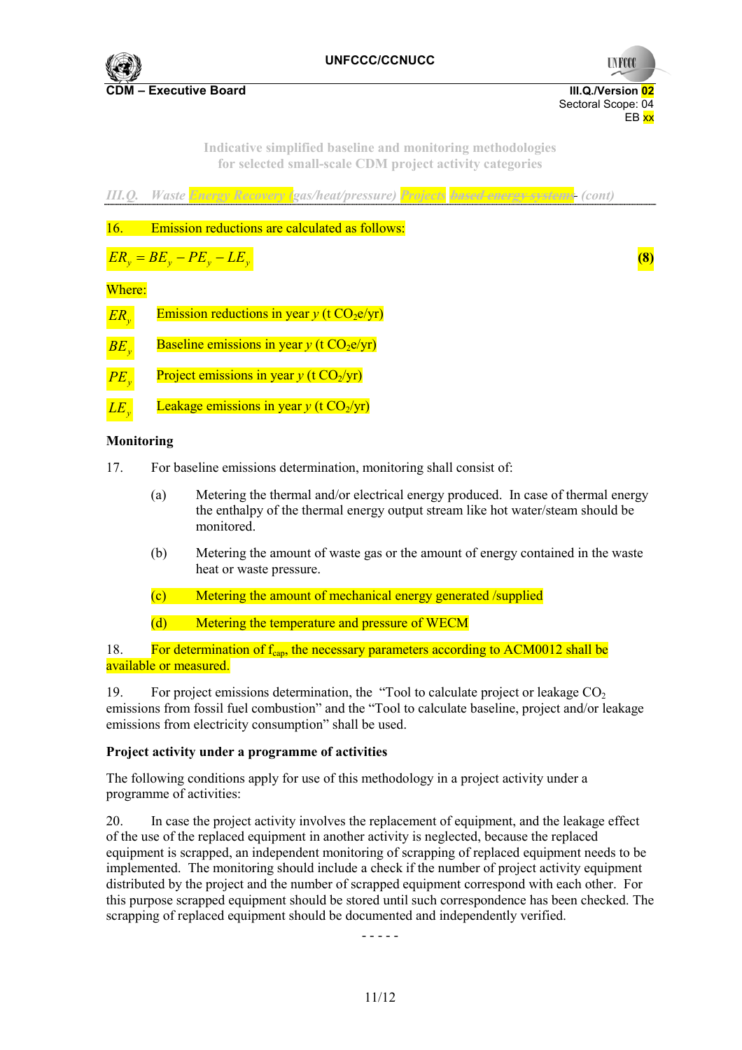III.Q. Waste Energy Recovery (gas/heat/pressure) Projects ~~based energy systems~~ (cont)

16. Emission reductions are calculated as follows:

$$ER_y = BE_y - PE_y - LE_y \quad (8)$$

Where:

| | |
|---|---|
| $ER_y$ | Emission reductions in year $y$ (t $CO_2e$/yr) |
| $BE_y$ | Baseline emissions in year $y$ (t $CO_2e$/yr) |
| $PE_y$ | Project emissions in year $y$ (t $CO_2$/yr) |
| $LE_y$ | Leakage emissions in year $y$ (t $CO_2$/yr) |

**Monitoring**

17. For baseline emissions determination, monitoring shall consist of:

(a) Metering the thermal and/or electrical energy produced. In case of thermal energy the enthalpy of the thermal energy output stream like hot water/steam should be monitored.

(b) Metering the amount of waste gas or the amount of energy contained in the waste heat or waste pressure.

(c) Metering the amount of mechanical energy generated /supplied

(d) Metering the temperature and pressure of WECM

18. For determination of $f_{cap}$, the necessary parameters according to ACM0012 shall be available or measured.

19. For project emissions determination, the "Tool to calculate project or leakage $CO_2$ emissions from fossil fuel combustion" and the "Tool to calculate baseline, project and/or leakage emissions from electricity consumption" shall be used.

**Project activity under a programme of activities**

The following conditions apply for use of this methodology in a project activity under a programme of activities:

20. In case the project activity involves the replacement of equipment, and the leakage effect of the use of the replaced equipment in another activity is neglected, because the replaced equipment is scrapped, an independent monitoring of scrapping of replaced equipment needs to be implemented. The monitoring should include a check if the number of project activity equipment distributed by the project and the number of scrapped equipment correspond with each other. For this purpose scrapped equipment should be stored until such correspondence has been checked. The scrapping of replaced equipment should be documented and independently verified.

- - - - -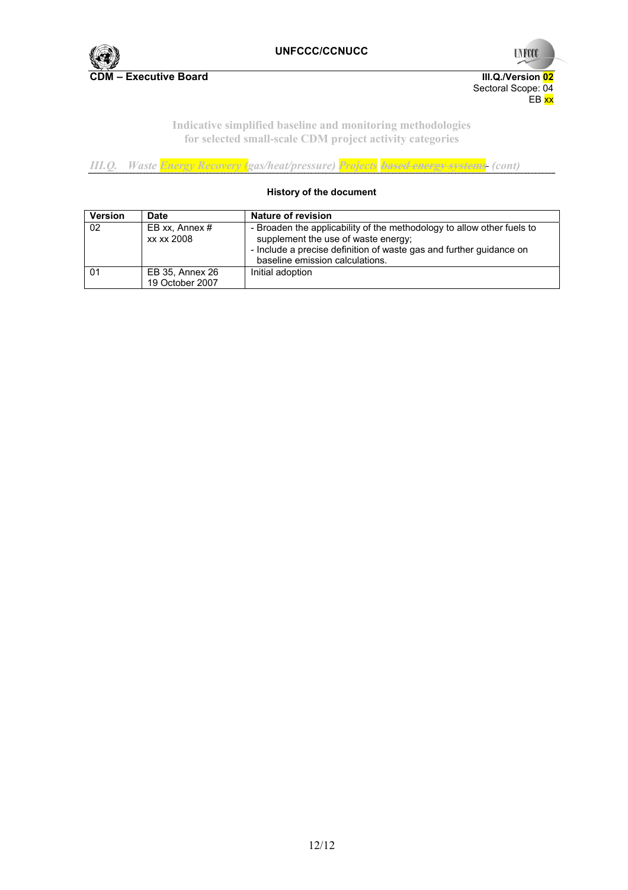**History of the document**

| Version | Date | Nature of revision |
|---|---|---|
| 02 | EB xx, Annex # xx xx 2008 | - Broaden the applicability of the methodology to allow other fuels to supplement the use of waste energy; - Include a precise definition of waste gas and further guidance on baseline emission calculations. |
| 01 | EB 35, Annex 26 19 October 2007 | Initial adoption |